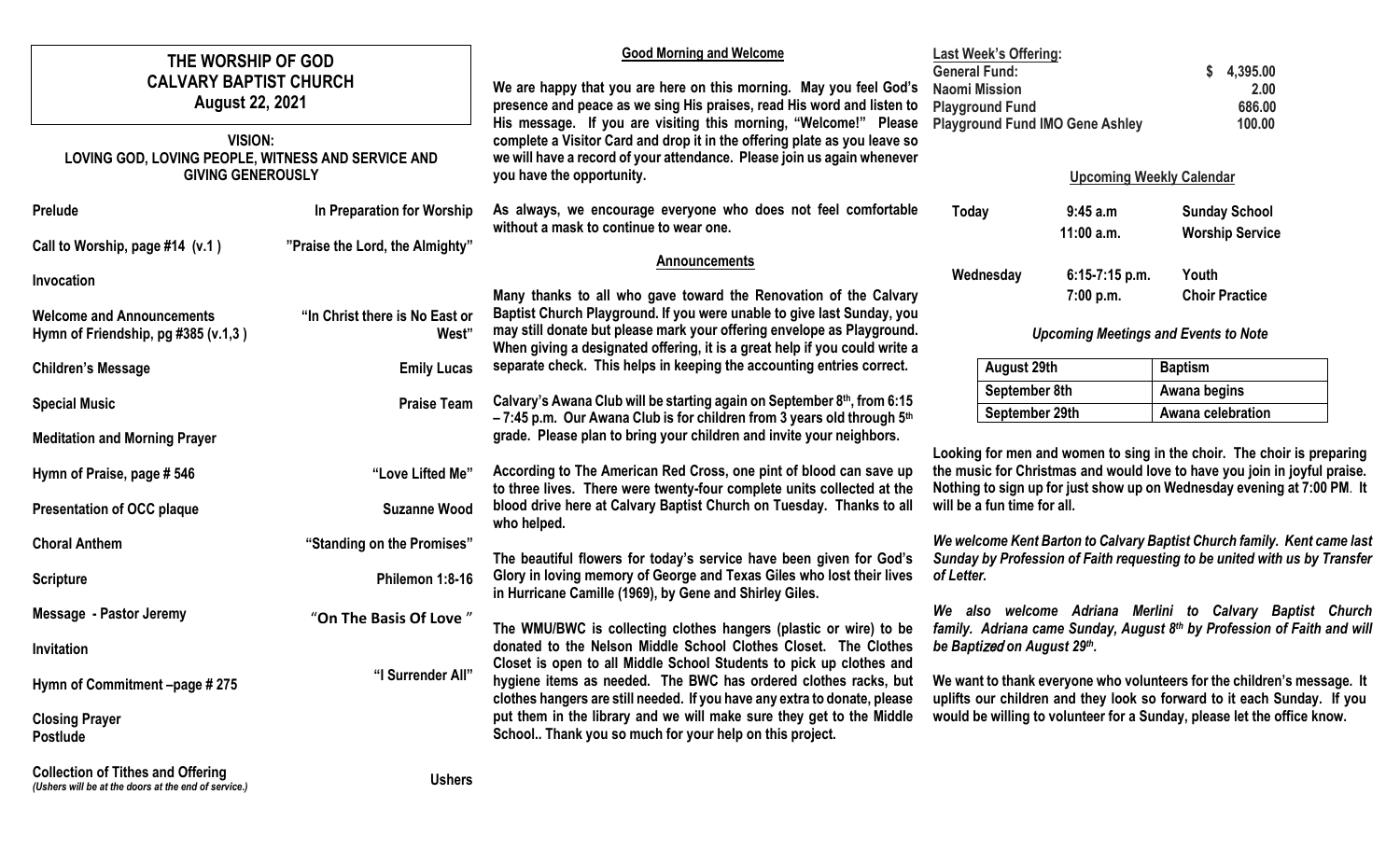# THE WORSHIP OF GOD
## CALVARY BAPTIST CHURCH
### August 22, 2021

**VISION:**
**LOVING GOD, LOVING PEOPLE, WITNESS AND SERVICE AND GIVING GENEROUSLY**

| | |
|---|---|
| **Prelude** | **In Preparation for Worship** |
| **Call to Worship, page #14 (v.1 )** | **"Praise the Lord, the Almighty"** |
| **Invocation** | |
| **Welcome and Announcements** **Hymn of Friendship, pg #385 (v.1,3 )** | **"In Christ there is No East or West"** |
| **Children's Message** | **Emily Lucas** |
| **Special Music** | **Praise Team** |
| **Meditation and Morning Prayer** | |
| **Hymn of Praise, page # 546** | **"Love Lifted Me"** |
| **Presentation of OCC plaque** | **Suzanne Wood** |
| **Choral Anthem** | **"Standing on the Promises"** |
| **Scripture** | **Philemon 1:8-16** |
| **Message - Pastor Jeremy** | **"On The Basis Of Love "** |
| **Invitation** | |
| **Hymn of Commitment –page # 275** | **"I Surrender All"** |
| **Closing Prayer** | |
| **Postlude** | |
| **Collection of Tithes and Offering** *(Ushers will be at the doors at the end of service.)* | **Ushers** |

**Good Morning and Welcome**

**We are happy that you are here on this morning. May you feel God's presence and peace as we sing His praises, read His word and listen to His message. If you are visiting this morning, "Welcome!" Please complete a Visitor Card and drop it in the offering plate as you leave so we will have a record of your attendance. Please join us again whenever you have the opportunity.**

**As always, we encourage everyone who does not feel comfortable without a mask to continue to wear one.**

**Announcements**

**Many thanks to all who gave toward the Renovation of the Calvary Baptist Church Playground. If you were unable to give last Sunday, you may still donate but please mark your offering envelope as Playground. When giving a designated offering, it is a great help if you could write a separate check. This helps in keeping the accounting entries correct.**

**Calvary's Awana Club will be starting again on September 8th, from 6:15 – 7:45 p.m. Our Awana Club is for children from 3 years old through 5th grade. Please plan to bring your children and invite your neighbors.**

**According to The American Red Cross, one pint of blood can save up to three lives. There were twenty-four complete units collected at the blood drive here at Calvary Baptist Church on Tuesday. Thanks to all who helped.**

**The beautiful flowers for today's service have been given for God's Glory in loving memory of George and Texas Giles who lost their lives in Hurricane Camille (1969), by Gene and Shirley Giles.**

**The WMU/BWC is collecting clothes hangers (plastic or wire) to be donated to the Nelson Middle School Clothes Closet. The Clothes Closet is open to all Middle School Students to pick up clothes and hygiene items as needed. The BWC has ordered clothes racks, but clothes hangers are still needed. If you have any extra to donate, please put them in the library and we will make sure they get to the Middle School.. Thank you so much for your help on this project.**

**Last Week's Offering:**

| | |
|---|---|
| **General Fund:** | **$ 4,395.00** |
| **Naomi Mission** | **2.00** |
| **Playground Fund** | **686.00** |
| **Playground Fund IMO Gene Ashley** | **100.00** |

**Upcoming Weekly Calendar**

| | | |
|---|---|---|
| **Today** | **9:45 a.m** | **Sunday School** |
| | **11:00 a.m.** | **Worship Service** |
| **Wednesday** | **6:15-7:15 p.m.** | **Youth** |
| | **7:00 p.m.** | **Choir Practice** |

***Upcoming Meetings and Events to Note***

| | |
|---|---|
| **August 29th** | **Baptism** |
| **September 8th** | **Awana begins** |
| **September 29th** | **Awana celebration** |

**Looking for men and women to sing in the choir. The choir is preparing the music for Christmas and would love to have you join in joyful praise. Nothing to sign up for just show up on Wednesday evening at 7:00 PM. It will be a fun time for all.**

***We welcome Kent Barton to Calvary Baptist Church family. Kent came last Sunday by Profession of Faith requesting to be united with us by Transfer of Letter.***

***We also welcome Adriana Merlini to Calvary Baptist Church family. Adriana came Sunday, August 8th by Profession of Faith and will be Baptized on August 29th.***

**We want to thank everyone who volunteers for the children's message. It uplifts our children and they look so forward to it each Sunday. If you would be willing to volunteer for a Sunday, please let the office know.**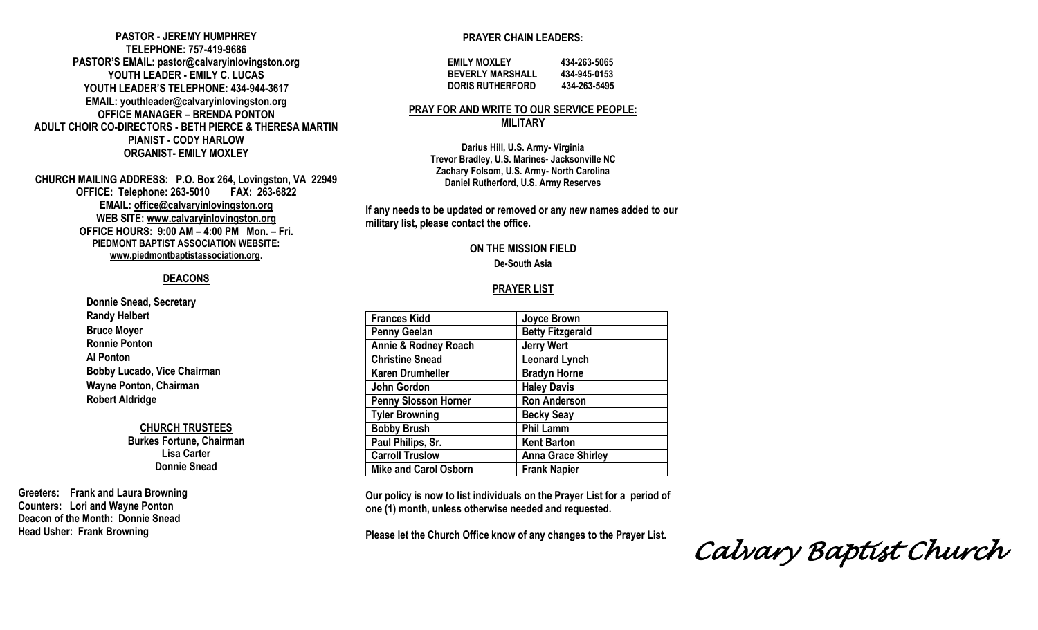**PASTOR - JEREMY HUMPHREY**
**TELEPHONE: 757-419-9686**
**PASTOR'S EMAIL: pastor@calvaryinlovingston.org**
**YOUTH LEADER - EMILY C. LUCAS**
**YOUTH LEADER'S TELEPHONE: 434-944-3617**
**EMAIL: youthleader@calvaryinlovingston.org**
**OFFICE MANAGER – BRENDA PONTON**
**ADULT CHOIR CO-DIRECTORS - BETH PIERCE & THERESA MARTIN**
**PIANIST - CODY HARLOW**
**ORGANIST- EMILY MOXLEY**

**CHURCH MAILING ADDRESS: P.O. Box 264, Lovingston, VA 22949**
**OFFICE: Telephone: 263-5010 FAX: 263-6822**
**EMAIL: office@calvaryinlovingston.org**
**WEB SITE: www.calvaryinlovingston.org**
**OFFICE HOURS: 9:00 AM – 4:00 PM Mon. – Fri.**
**PIEDMONT BAPTIST ASSOCIATION WEBSITE:**
**www.piedmontbaptistassociation.org**.

## DEACONS

**Donnie Snead, Secretary**
**Randy Helbert**
**Bruce Moyer**
**Ronnie Ponton**
**Al Ponton**
**Bobby Lucado, Vice Chairman**
**Wayne Ponton, Chairman**
**Robert Aldridge**

## CHURCH TRUSTEES

**Burkes Fortune, Chairman**
**Lisa Carter**
**Donnie Snead**

**Greeters: Frank and Laura Browning**
**Counters: Lori and Wayne Ponton**
**Deacon of the Month: Donnie Snead**
**Head Usher: Frank Browning**

## PRAYER CHAIN LEADERS:

| | |
|---|---|
| EMILY MOXLEY | 434-263-5065 |
| BEVERLY MARSHALL | 434-945-0153 |
| DORIS RUTHERFORD | 434-263-5495 |

## PRAY FOR AND WRITE TO OUR SERVICE PEOPLE:

### MILITARY

**Darius Hill, U.S. Army- Virginia**
**Trevor Bradley, U.S. Marines- Jacksonville NC**
**Zachary Folsom, U.S. Army- North Carolina**
**Daniel Rutherford, U.S. Army Reserves**

**If any needs to be updated or removed or any new names added to our military list, please contact the office.**

## ON THE MISSION FIELD

**De-South Asia**

## PRAYER LIST

| | |
|---|---|
| Frances Kidd | Joyce Brown |
| Penny Geelan | Betty Fitzgerald |
| Annie & Rodney Roach | Jerry Wert |
| Christine Snead | Leonard Lynch |
| Karen Drumheller | Bradyn Horne |
| John Gordon | Haley Davis |
| Penny Slosson Horner | Ron Anderson |
| Tyler Browning | Becky Seay |
| Bobby Brush | Phil Lamm |
| Paul Philips, Sr. | Kent Barton |
| Carroll Truslow | Anna Grace Shirley |
| Mike and Carol Osborn | Frank Napier |

**Our policy is now to list individuals on the Prayer List for a period of one (1) month, unless otherwise needed and requested.**

**Please let the Church Office know of any changes to the Prayer List.**

*Calvary Baptist Church*